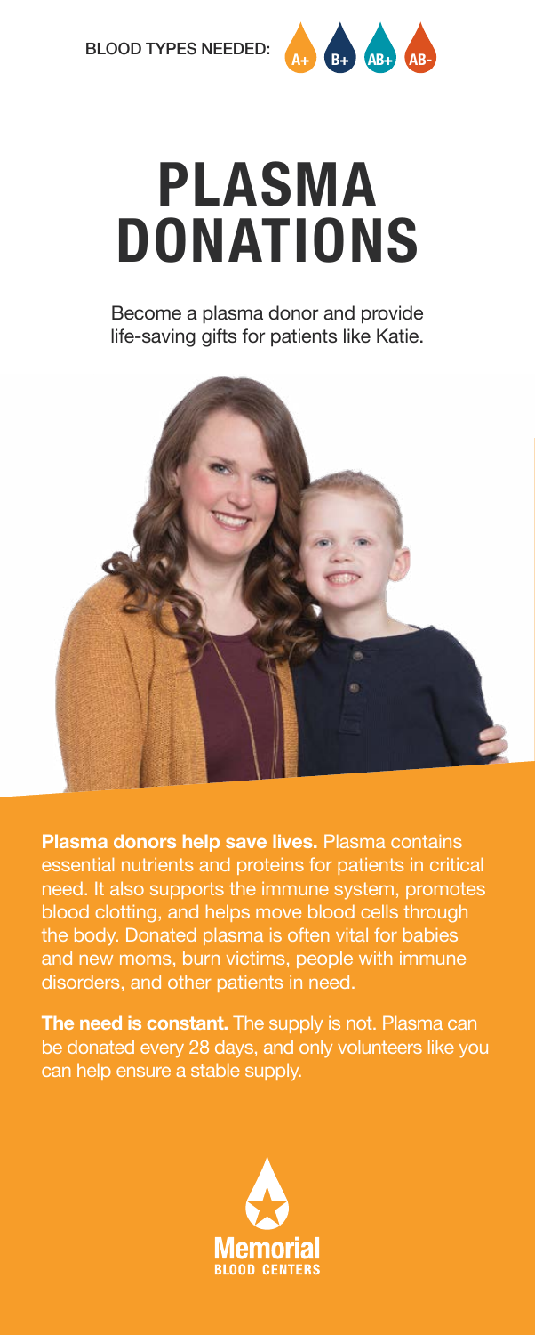BLOOD TYPES NEEDED: A+ B+ AB+ AB-

# PLASMA DONATIONS

Become a plasma donor and provide life-saving gifts for patients like Katie.

**Plasma donors help save lives.** Plasma contains essential nutrients and proteins for patients in critical need. It also supports the immune system, promotes blood clotting, and helps move blood cells through the body. Donated plasma is often vital for babies and new moms, burn victims, people with immune disorders, and other patients in need.

**The need is constant.** The supply is not. Plasma can be donated every 28 days, and only volunteers like you can help ensure a stable supply.

Memorial BLOOD CENTERS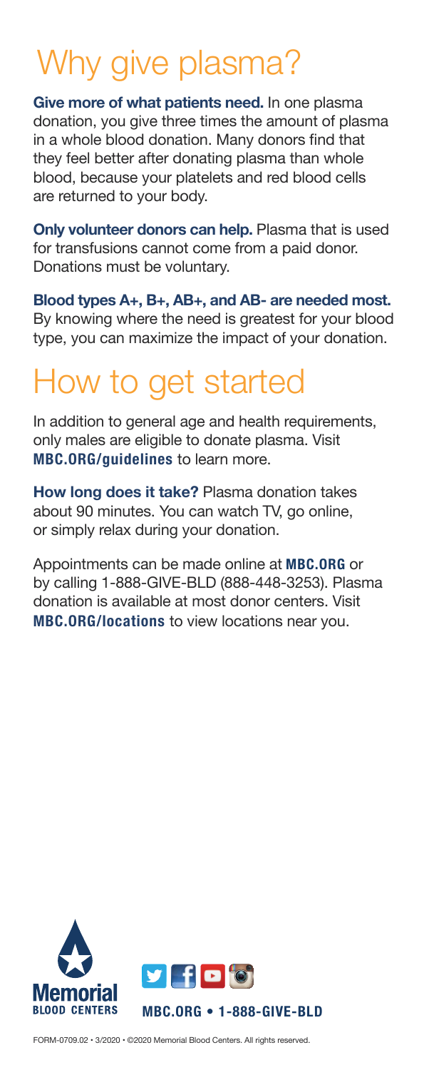# Why give plasma?

**Give more of what patients need.** In one plasma donation, you give three times the amount of plasma in a whole blood donation. Many donors find that they feel better after donating plasma than whole blood, because your platelets and red blood cells are returned to your body.

**Only volunteer donors can help.** Plasma that is used for transfusions cannot come from a paid donor. Donations must be voluntary.

**Blood types A+, B+, AB+, and AB- are needed most.** By knowing where the need is greatest for your blood type, you can maximize the impact of your donation.

# How to get started

In addition to general age and health requirements, only males are eligible to donate plasma. Visit **MBC.ORG/guidelines** to learn more.

**How long does it take?** Plasma donation takes about 90 minutes. You can watch TV, go online, or simply relax during your donation.

Appointments can be made online at **MBC.ORG** or by calling 1-888-GIVE-BLD (888-448-3253). Plasma donation is available at most donor centers. Visit **MBC.ORG/locations** to view locations near you.

Memorial BLOOD CENTERS

**MBC.ORG • 1-888-GIVE-BLD**

FORM-0709.02 • 3/2020 • ©2020 Memorial Blood Centers. All rights reserved.